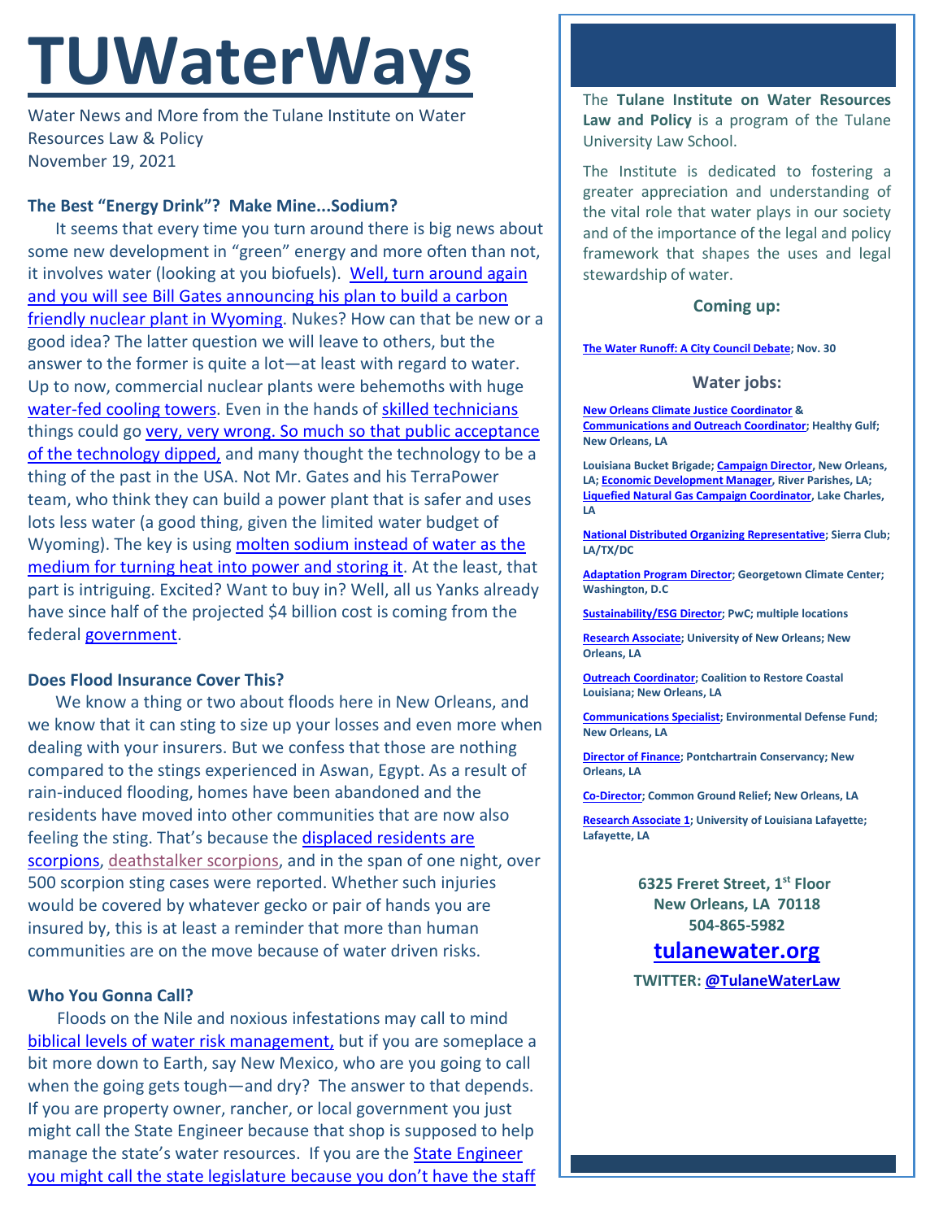# TUWaterWays

Water News and More from the Tulane Institute on Water Resources Law & Policy
November 19, 2021

### The Best "Energy Drink"? Make Mine...Sodium?

It seems that every time you turn around there is big news about some new development in "green" energy and more often than not, it involves water (looking at you biofuels). Well, turn around again and you will see Bill Gates announcing his plan to build a carbon friendly nuclear plant in Wyoming. Nukes? How can that be new or a good idea? The latter question we will leave to others, but the answer to the former is quite a lot—at least with regard to water. Up to now, commercial nuclear plants were behemoths with huge water-fed cooling towers. Even in the hands of skilled technicians things could go very, very wrong. So much so that public acceptance of the technology dipped, and many thought the technology to be a thing of the past in the USA. Not Mr. Gates and his TerraPower team, who think they can build a power plant that is safer and uses lots less water (a good thing, given the limited water budget of Wyoming). The key is using molten sodium instead of water as the medium for turning heat into power and storing it. At the least, that part is intriguing. Excited? Want to buy in? Well, all us Yanks already have since half of the projected $4 billion cost is coming from the federal government.

### Does Flood Insurance Cover This?

We know a thing or two about floods here in New Orleans, and we know that it can sting to size up your losses and even more when dealing with your insurers. But we confess that those are nothing compared to the stings experienced in Aswan, Egypt. As a result of rain-induced flooding, homes have been abandoned and the residents have moved into other communities that are now also feeling the sting. That's because the displaced residents are scorpions, deathstalker scorpions, and in the span of one night, over 500 scorpion sting cases were reported. Whether such injuries would be covered by whatever gecko or pair of hands you are insured by, this is at least a reminder that more than human communities are on the move because of water driven risks.

### Who You Gonna Call?

Floods on the Nile and noxious infestations may call to mind biblical levels of water risk management, but if you are someplace a bit more down to Earth, say New Mexico, who are you going to call when the going gets tough—and dry? The answer to that depends. If you are property owner, rancher, or local government you just might call the State Engineer because that shop is supposed to help manage the state's water resources. If you are the State Engineer you might call the state legislature because you don't have the staff

---

The **Tulane Institute on Water Resources Law and Policy** is a program of the Tulane University Law School.

The Institute is dedicated to fostering a greater appreciation and understanding of the vital role that water plays in our society and of the importance of the legal and policy framework that shapes the uses and legal stewardship of water.

#### Coming up:

**The Water Runoff: A City Council Debate; Nov. 30**

#### Water jobs:

**New Orleans Climate Justice Coordinator & Communications and Outreach Coordinator; Healthy Gulf; New Orleans, LA**

**Louisiana Bucket Brigade; Campaign Director, New Orleans, LA; Economic Development Manager, River Parishes, LA; Liquefied Natural Gas Campaign Coordinator, Lake Charles, LA**

**National Distributed Organizing Representative; Sierra Club; LA/TX/DC**

**Adaptation Program Director; Georgetown Climate Center; Washington, D.C**

**Sustainability/ESG Director; PwC; multiple locations**

**Research Associate; University of New Orleans; New Orleans, LA**

**Outreach Coordinator; Coalition to Restore Coastal Louisiana; New Orleans, LA**

**Communications Specialist; Environmental Defense Fund; New Orleans, LA**

**Director of Finance; Pontchartrain Conservancy; New Orleans, LA**

**Co-Director; Common Ground Relief; New Orleans, LA**

**Research Associate 1; University of Louisiana Lafayette; Lafayette, LA**

**6325 Freret Street, 1st Floor**
**New Orleans, LA 70118**
**504-865-5982**

## tulanewater.org

**TWITTER: @TulaneWaterLaw**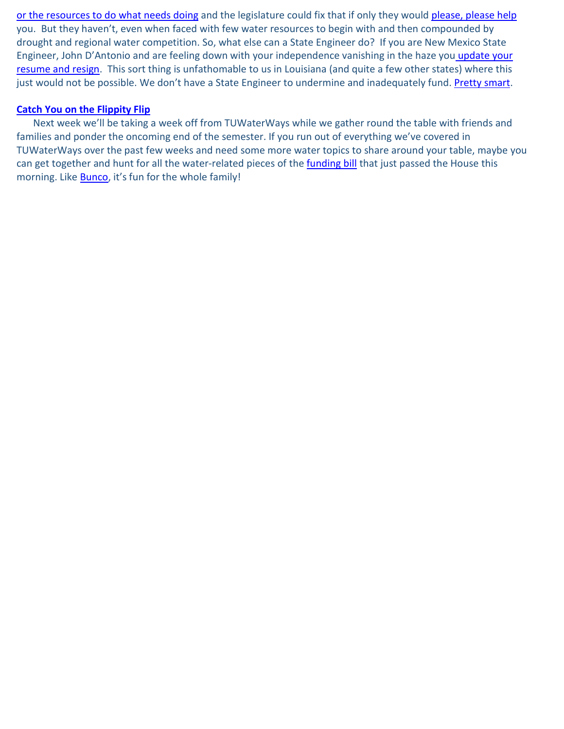or the resources to do what needs doing and the legislature could fix that if only they would please, please help you. But they haven't, even when faced with few water resources to begin with and then compounded by drought and regional water competition. So, what else can a State Engineer do? If you are New Mexico State Engineer, John D'Antonio and are feeling down with your independence vanishing in the haze you update your resume and resign. This sort thing is unfathomable to us in Louisiana (and quite a few other states) where this just would not be possible. We don't have a State Engineer to undermine and inadequately fund. Pretty smart.

**Catch You on the Flippity Flip**

Next week we'll be taking a week off from TUWaterWays while we gather round the table with friends and families and ponder the oncoming end of the semester. If you run out of everything we've covered in TUWaterWays over the past few weeks and need some more water topics to share around your table, maybe you can get together and hunt for all the water-related pieces of the funding bill that just passed the House this morning. Like Bunco, it's fun for the whole family!